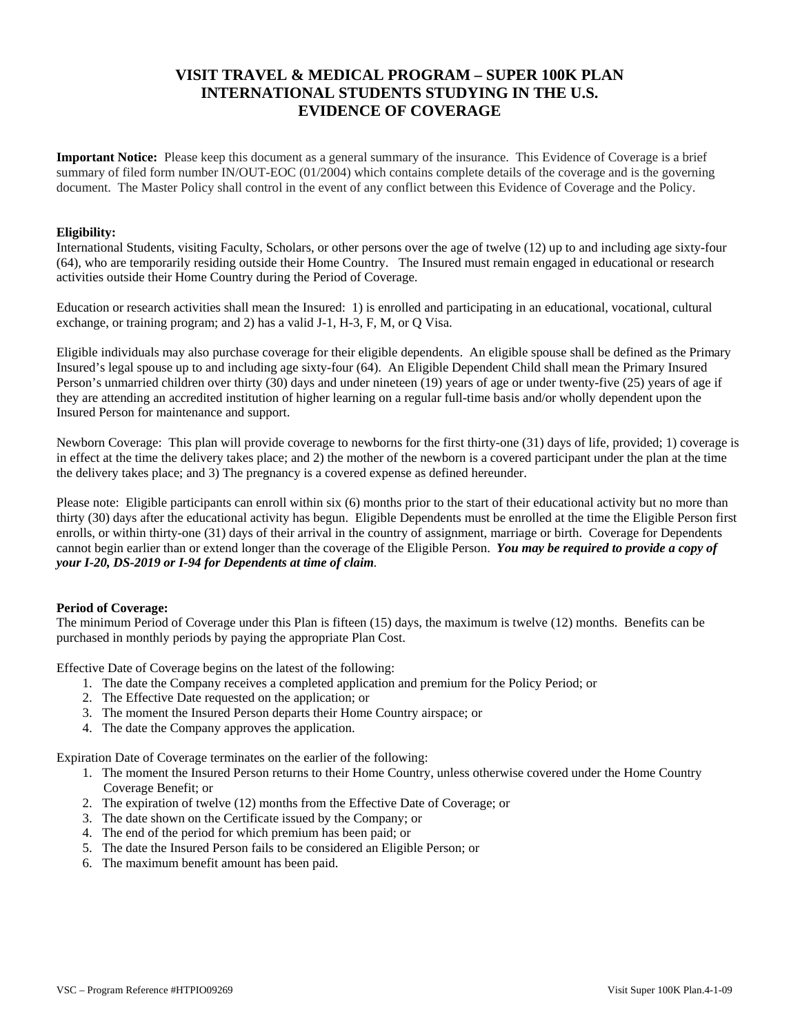# VISIT TRAVEL & MEDICAL PROGRAM – SUPER 100K PLAN
# INTERNATIONAL STUDENTS STUDYING IN THE U.S.
# EVIDENCE OF COVERAGE

**Important Notice:** Please keep this document as a general summary of the insurance. This Evidence of Coverage is a brief summary of filed form number IN/OUT-EOC (01/2004) which contains complete details of the coverage and is the governing document. The Master Policy shall control in the event of any conflict between this Evidence of Coverage and the Policy.

**Eligibility:**

International Students, visiting Faculty, Scholars, or other persons over the age of twelve (12) up to and including age sixty-four (64), who are temporarily residing outside their Home Country. The Insured must remain engaged in educational or research activities outside their Home Country during the Period of Coverage.

Education or research activities shall mean the Insured: 1) is enrolled and participating in an educational, vocational, cultural exchange, or training program; and 2) has a valid J-1, H-3, F, M, or Q Visa.

Eligible individuals may also purchase coverage for their eligible dependents. An eligible spouse shall be defined as the Primary Insured's legal spouse up to and including age sixty-four (64). An Eligible Dependent Child shall mean the Primary Insured Person's unmarried children over thirty (30) days and under nineteen (19) years of age or under twenty-five (25) years of age if they are attending an accredited institution of higher learning on a regular full-time basis and/or wholly dependent upon the Insured Person for maintenance and support.

Newborn Coverage: This plan will provide coverage to newborns for the first thirty-one (31) days of life, provided; 1) coverage is in effect at the time the delivery takes place; and 2) the mother of the newborn is a covered participant under the plan at the time the delivery takes place; and 3) The pregnancy is a covered expense as defined hereunder.

Please note: Eligible participants can enroll within six (6) months prior to the start of their educational activity but no more than thirty (30) days after the educational activity has begun. Eligible Dependents must be enrolled at the time the Eligible Person first enrolls, or within thirty-one (31) days of their arrival in the country of assignment, marriage or birth. Coverage for Dependents cannot begin earlier than or extend longer than the coverage of the Eligible Person. ***You may be required to provide a copy of your I-20, DS-2019 or I-94 for Dependents at time of claim***.

**Period of Coverage:**

The minimum Period of Coverage under this Plan is fifteen (15) days, the maximum is twelve (12) months. Benefits can be purchased in monthly periods by paying the appropriate Plan Cost.

Effective Date of Coverage begins on the latest of the following:

1. The date the Company receives a completed application and premium for the Policy Period; or
2. The Effective Date requested on the application; or
3. The moment the Insured Person departs their Home Country airspace; or
4. The date the Company approves the application.

Expiration Date of Coverage terminates on the earlier of the following:

1. The moment the Insured Person returns to their Home Country, unless otherwise covered under the Home Country Coverage Benefit; or
2. The expiration of twelve (12) months from the Effective Date of Coverage; or
3. The date shown on the Certificate issued by the Company; or
4. The end of the period for which premium has been paid; or
5. The date the Insured Person fails to be considered an Eligible Person; or
6. The maximum benefit amount has been paid.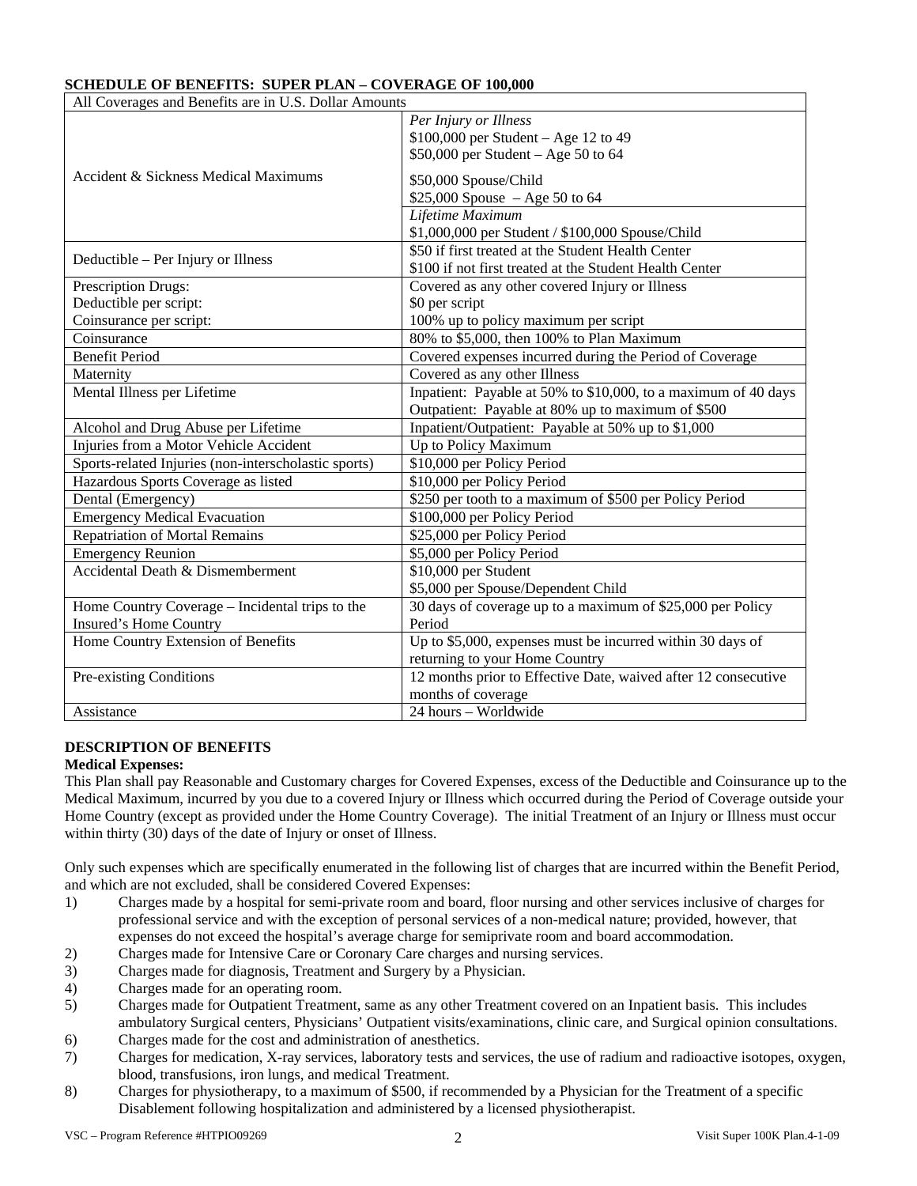## SCHEDULE OF BENEFITS: SUPER PLAN – COVERAGE OF 100,000

| All Coverages and Benefits are in U.S. Dollar Amounts | |
|---|---|
| Accident & Sickness Medical Maximums | *Per Injury or Illness*<br>$100,000 per Student – Age 12 to 49<br>$50,000 per Student – Age 50 to 64<br>$50,000 Spouse/Child<br>$25,000 Spouse – Age 50 to 64 |
| | *Lifetime Maximum*<br>$1,000,000 per Student / $100,000 Spouse/Child |
| Deductible – Per Injury or Illness | $50 if first treated at the Student Health Center<br>$100 if not first treated at the Student Health Center |
| Prescription Drugs:<br>Deductible per script:<br>Coinsurance per script: | Covered as any other covered Injury or Illness<br>$0 per script<br>100% up to policy maximum per script |
| Coinsurance | 80% to $5,000, then 100% to Plan Maximum |
| Benefit Period | Covered expenses incurred during the Period of Coverage |
| Maternity | Covered as any other Illness |
| Mental Illness per Lifetime | Inpatient: Payable at 50% to $10,000, to a maximum of 40 days<br>Outpatient: Payable at 80% up to maximum of $500 |
| Alcohol and Drug Abuse per Lifetime | Inpatient/Outpatient: Payable at 50% up to $1,000 |
| Injuries from a Motor Vehicle Accident | Up to Policy Maximum |
| Sports-related Injuries (non-interscholastic sports) | $10,000 per Policy Period |
| Hazardous Sports Coverage as listed | $10,000 per Policy Period |
| Dental (Emergency) | $250 per tooth to a maximum of $500 per Policy Period |
| Emergency Medical Evacuation | $100,000 per Policy Period |
| Repatriation of Mortal Remains | $25,000 per Policy Period |
| Emergency Reunion | $5,000 per Policy Period |
| Accidental Death & Dismemberment | $10,000 per Student<br>$5,000 per Spouse/Dependent Child |
| Home Country Coverage – Incidental trips to the Insured's Home Country | 30 days of coverage up to a maximum of $25,000 per Policy Period |
| Home Country Extension of Benefits | Up to $5,000, expenses must be incurred within 30 days of returning to your Home Country |
| Pre-existing Conditions | 12 months prior to Effective Date, waived after 12 consecutive months of coverage |
| Assistance | 24 hours – Worldwide |

## DESCRIPTION OF BENEFITS

**Medical Expenses:**

This Plan shall pay Reasonable and Customary charges for Covered Expenses, excess of the Deductible and Coinsurance up to the Medical Maximum, incurred by you due to a covered Injury or Illness which occurred during the Period of Coverage outside your Home Country (except as provided under the Home Country Coverage). The initial Treatment of an Injury or Illness must occur within thirty (30) days of the date of Injury or onset of Illness.

Only such expenses which are specifically enumerated in the following list of charges that are incurred within the Benefit Period, and which are not excluded, shall be considered Covered Expenses:

1) Charges made by a hospital for semi-private room and board, floor nursing and other services inclusive of charges for professional service and with the exception of personal services of a non-medical nature; provided, however, that expenses do not exceed the hospital's average charge for semiprivate room and board accommodation.
2) Charges made for Intensive Care or Coronary Care charges and nursing services.
3) Charges made for diagnosis, Treatment and Surgery by a Physician.
4) Charges made for an operating room.
5) Charges made for Outpatient Treatment, same as any other Treatment covered on an Inpatient basis. This includes ambulatory Surgical centers, Physicians' Outpatient visits/examinations, clinic care, and Surgical opinion consultations.
6) Charges made for the cost and administration of anesthetics.
7) Charges for medication, X-ray services, laboratory tests and services, the use of radium and radioactive isotopes, oxygen, blood, transfusions, iron lungs, and medical Treatment.
8) Charges for physiotherapy, to a maximum of $500, if recommended by a Physician for the Treatment of a specific Disablement following hospitalization and administered by a licensed physiotherapist.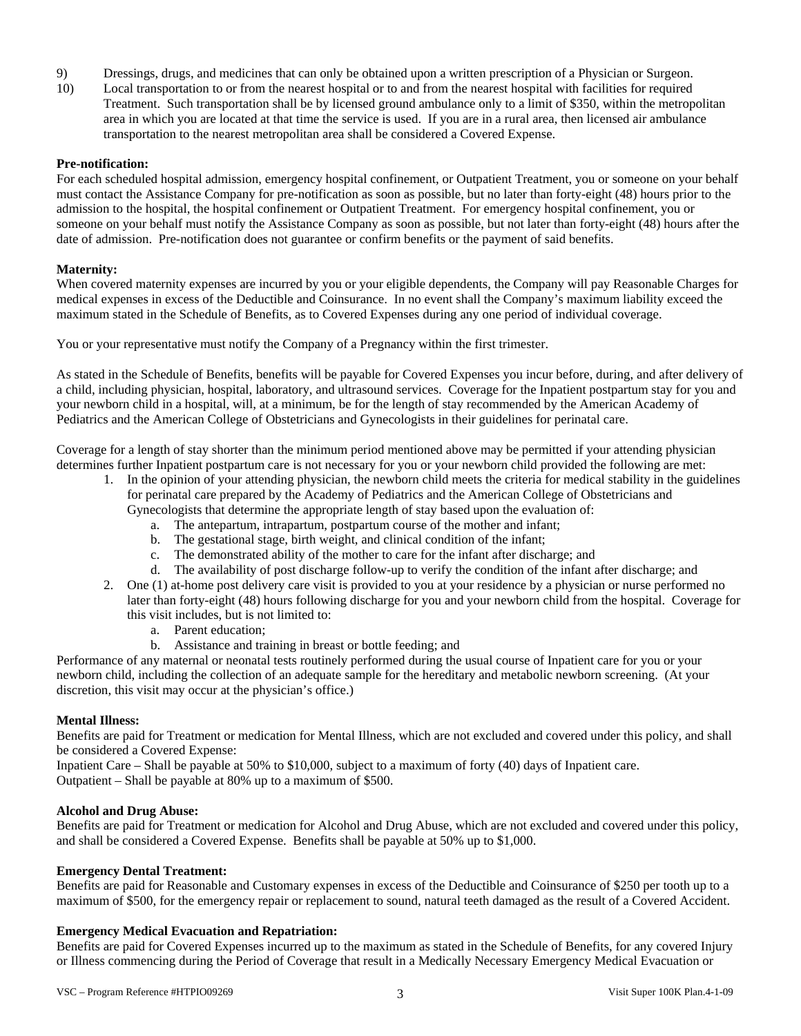9) Dressings, drugs, and medicines that can only be obtained upon a written prescription of a Physician or Surgeon.
10) Local transportation to or from the nearest hospital or to and from the nearest hospital with facilities for required Treatment. Such transportation shall be by licensed ground ambulance only to a limit of $350, within the metropolitan area in which you are located at that time the service is used. If you are in a rural area, then licensed air ambulance transportation to the nearest metropolitan area shall be considered a Covered Expense.

**Pre-notification:**
For each scheduled hospital admission, emergency hospital confinement, or Outpatient Treatment, you or someone on your behalf must contact the Assistance Company for pre-notification as soon as possible, but no later than forty-eight (48) hours prior to the admission to the hospital, the hospital confinement or Outpatient Treatment. For emergency hospital confinement, you or someone on your behalf must notify the Assistance Company as soon as possible, but not later than forty-eight (48) hours after the date of admission. Pre-notification does not guarantee or confirm benefits or the payment of said benefits.

**Maternity:**
When covered maternity expenses are incurred by you or your eligible dependents, the Company will pay Reasonable Charges for medical expenses in excess of the Deductible and Coinsurance. In no event shall the Company's maximum liability exceed the maximum stated in the Schedule of Benefits, as to Covered Expenses during any one period of individual coverage.

You or your representative must notify the Company of a Pregnancy within the first trimester.

As stated in the Schedule of Benefits, benefits will be payable for Covered Expenses you incur before, during, and after delivery of a child, including physician, hospital, laboratory, and ultrasound services. Coverage for the Inpatient postpartum stay for you and your newborn child in a hospital, will, at a minimum, be for the length of stay recommended by the American Academy of Pediatrics and the American College of Obstetricians and Gynecologists in their guidelines for perinatal care.

Coverage for a length of stay shorter than the minimum period mentioned above may be permitted if your attending physician determines further Inpatient postpartum care is not necessary for you or your newborn child provided the following are met:

1. In the opinion of your attending physician, the newborn child meets the criteria for medical stability in the guidelines for perinatal care prepared by the Academy of Pediatrics and the American College of Obstetricians and Gynecologists that determine the appropriate length of stay based upon the evaluation of:
   a. The antepartum, intrapartum, postpartum course of the mother and infant;
   b. The gestational stage, birth weight, and clinical condition of the infant;
   c. The demonstrated ability of the mother to care for the infant after discharge; and
   d. The availability of post discharge follow-up to verify the condition of the infant after discharge; and
2. One (1) at-home post delivery care visit is provided to you at your residence by a physician or nurse performed no later than forty-eight (48) hours following discharge for you and your newborn child from the hospital. Coverage for this visit includes, but is not limited to:
   a. Parent education;
   b. Assistance and training in breast or bottle feeding; and

Performance of any maternal or neonatal tests routinely performed during the usual course of Inpatient care for you or your newborn child, including the collection of an adequate sample for the hereditary and metabolic newborn screening. (At your discretion, this visit may occur at the physician's office.)

**Mental Illness:**
Benefits are paid for Treatment or medication for Mental Illness, which are not excluded and covered under this policy, and shall be considered a Covered Expense:
Inpatient Care – Shall be payable at 50% to $10,000, subject to a maximum of forty (40) days of Inpatient care.
Outpatient – Shall be payable at 80% up to a maximum of $500.

**Alcohol and Drug Abuse:**
Benefits are paid for Treatment or medication for Alcohol and Drug Abuse, which are not excluded and covered under this policy, and shall be considered a Covered Expense. Benefits shall be payable at 50% up to $1,000.

**Emergency Dental Treatment:**
Benefits are paid for Reasonable and Customary expenses in excess of the Deductible and Coinsurance of $250 per tooth up to a maximum of $500, for the emergency repair or replacement to sound, natural teeth damaged as the result of a Covered Accident.

**Emergency Medical Evacuation and Repatriation:**
Benefits are paid for Covered Expenses incurred up to the maximum as stated in the Schedule of Benefits, for any covered Injury or Illness commencing during the Period of Coverage that result in a Medically Necessary Emergency Medical Evacuation or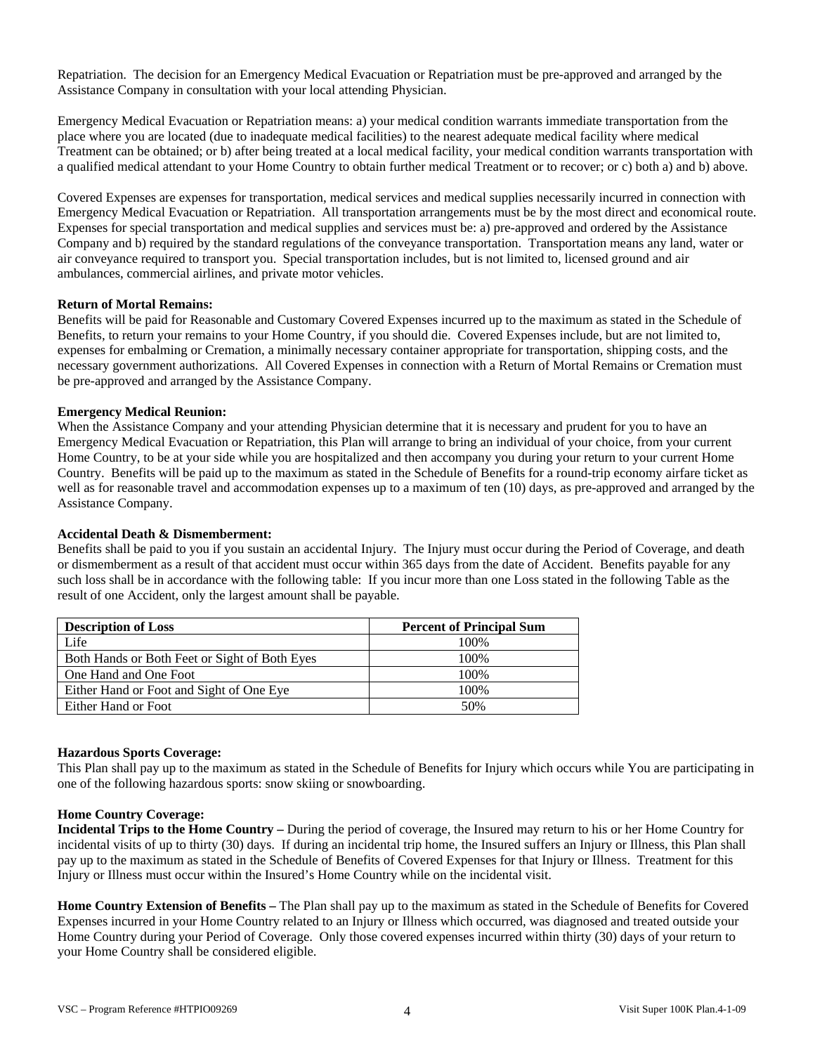Repatriation. The decision for an Emergency Medical Evacuation or Repatriation must be pre-approved and arranged by the Assistance Company in consultation with your local attending Physician.

Emergency Medical Evacuation or Repatriation means: a) your medical condition warrants immediate transportation from the place where you are located (due to inadequate medical facilities) to the nearest adequate medical facility where medical Treatment can be obtained; or b) after being treated at a local medical facility, your medical condition warrants transportation with a qualified medical attendant to your Home Country to obtain further medical Treatment or to recover; or c) both a) and b) above.

Covered Expenses are expenses for transportation, medical services and medical supplies necessarily incurred in connection with Emergency Medical Evacuation or Repatriation. All transportation arrangements must be by the most direct and economical route. Expenses for special transportation and medical supplies and services must be: a) pre-approved and ordered by the Assistance Company and b) required by the standard regulations of the conveyance transportation. Transportation means any land, water or air conveyance required to transport you. Special transportation includes, but is not limited to, licensed ground and air ambulances, commercial airlines, and private motor vehicles.

**Return of Mortal Remains:**
Benefits will be paid for Reasonable and Customary Covered Expenses incurred up to the maximum as stated in the Schedule of Benefits, to return your remains to your Home Country, if you should die. Covered Expenses include, but are not limited to, expenses for embalming or Cremation, a minimally necessary container appropriate for transportation, shipping costs, and the necessary government authorizations. All Covered Expenses in connection with a Return of Mortal Remains or Cremation must be pre-approved and arranged by the Assistance Company.

**Emergency Medical Reunion:**
When the Assistance Company and your attending Physician determine that it is necessary and prudent for you to have an Emergency Medical Evacuation or Repatriation, this Plan will arrange to bring an individual of your choice, from your current Home Country, to be at your side while you are hospitalized and then accompany you during your return to your current Home Country. Benefits will be paid up to the maximum as stated in the Schedule of Benefits for a round-trip economy airfare ticket as well as for reasonable travel and accommodation expenses up to a maximum of ten (10) days, as pre-approved and arranged by the Assistance Company.

**Accidental Death & Dismemberment:**
Benefits shall be paid to you if you sustain an accidental Injury. The Injury must occur during the Period of Coverage, and death or dismemberment as a result of that accident must occur within 365 days from the date of Accident. Benefits payable for any such loss shall be in accordance with the following table: If you incur more than one Loss stated in the following Table as the result of one Accident, only the largest amount shall be payable.

| Description of Loss | Percent of Principal Sum |
|---|---|
| Life | 100% |
| Both Hands or Both Feet or Sight of Both Eyes | 100% |
| One Hand and One Foot | 100% |
| Either Hand or Foot and Sight of One Eye | 100% |
| Either Hand or Foot | 50% |

**Hazardous Sports Coverage:**
This Plan shall pay up to the maximum as stated in the Schedule of Benefits for Injury which occurs while You are participating in one of the following hazardous sports: snow skiing or snowboarding.

**Home Country Coverage:**
**Incidental Trips to the Home Country –** During the period of coverage, the Insured may return to his or her Home Country for incidental visits of up to thirty (30) days. If during an incidental trip home, the Insured suffers an Injury or Illness, this Plan shall pay up to the maximum as stated in the Schedule of Benefits of Covered Expenses for that Injury or Illness. Treatment for this Injury or Illness must occur within the Insured's Home Country while on the incidental visit.

**Home Country Extension of Benefits –** The Plan shall pay up to the maximum as stated in the Schedule of Benefits for Covered Expenses incurred in your Home Country related to an Injury or Illness which occurred, was diagnosed and treated outside your Home Country during your Period of Coverage. Only those covered expenses incurred within thirty (30) days of your return to your Home Country shall be considered eligible.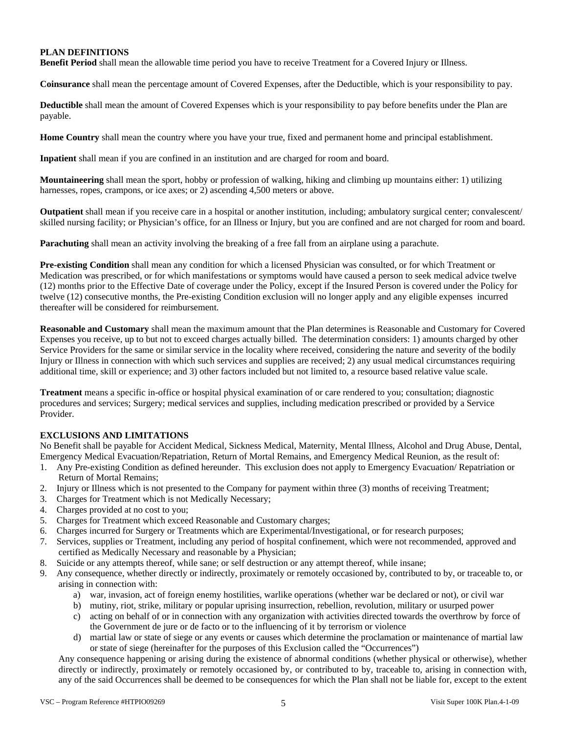**PLAN DEFINITIONS**

**Benefit Period** shall mean the allowable time period you have to receive Treatment for a Covered Injury or Illness.

**Coinsurance** shall mean the percentage amount of Covered Expenses, after the Deductible, which is your responsibility to pay.

**Deductible** shall mean the amount of Covered Expenses which is your responsibility to pay before benefits under the Plan are payable.

**Home Country** shall mean the country where you have your true, fixed and permanent home and principal establishment.

**Inpatient** shall mean if you are confined in an institution and are charged for room and board.

**Mountaineering** shall mean the sport, hobby or profession of walking, hiking and climbing up mountains either: 1) utilizing harnesses, ropes, crampons, or ice axes; or 2) ascending 4,500 meters or above.

**Outpatient** shall mean if you receive care in a hospital or another institution, including; ambulatory surgical center; convalescent/ skilled nursing facility; or Physician's office, for an Illness or Injury, but you are confined and are not charged for room and board.

**Parachuting** shall mean an activity involving the breaking of a free fall from an airplane using a parachute.

**Pre-existing Condition** shall mean any condition for which a licensed Physician was consulted, or for which Treatment or Medication was prescribed, or for which manifestations or symptoms would have caused a person to seek medical advice twelve (12) months prior to the Effective Date of coverage under the Policy, except if the Insured Person is covered under the Policy for twelve (12) consecutive months, the Pre-existing Condition exclusion will no longer apply and any eligible expenses incurred thereafter will be considered for reimbursement.

**Reasonable and Customary** shall mean the maximum amount that the Plan determines is Reasonable and Customary for Covered Expenses you receive, up to but not to exceed charges actually billed. The determination considers: 1) amounts charged by other Service Providers for the same or similar service in the locality where received, considering the nature and severity of the bodily Injury or Illness in connection with which such services and supplies are received; 2) any usual medical circumstances requiring additional time, skill or experience; and 3) other factors included but not limited to, a resource based relative value scale.

**Treatment** means a specific in-office or hospital physical examination of or care rendered to you; consultation; diagnostic procedures and services; Surgery; medical services and supplies, including medication prescribed or provided by a Service Provider.

**EXCLUSIONS AND LIMITATIONS**

No Benefit shall be payable for Accident Medical, Sickness Medical, Maternity, Mental Illness, Alcohol and Drug Abuse, Dental, Emergency Medical Evacuation/Repatriation, Return of Mortal Remains, and Emergency Medical Reunion, as the result of:

1. Any Pre-existing Condition as defined hereunder. This exclusion does not apply to Emergency Evacuation/ Repatriation or Return of Mortal Remains;
2. Injury or Illness which is not presented to the Company for payment within three (3) months of receiving Treatment;
3. Charges for Treatment which is not Medically Necessary;
4. Charges provided at no cost to you;
5. Charges for Treatment which exceed Reasonable and Customary charges;
6. Charges incurred for Surgery or Treatments which are Experimental/Investigational, or for research purposes;
7. Services, supplies or Treatment, including any period of hospital confinement, which were not recommended, approved and certified as Medically Necessary and reasonable by a Physician;
8. Suicide or any attempts thereof, while sane; or self destruction or any attempt thereof, while insane;
9. Any consequence, whether directly or indirectly, proximately or remotely occasioned by, contributed to by, or traceable to, or arising in connection with:
   a) war, invasion, act of foreign enemy hostilities, warlike operations (whether war be declared or not), or civil war
   b) mutiny, riot, strike, military or popular uprising insurrection, rebellion, revolution, military or usurped power
   c) acting on behalf of or in connection with any organization with activities directed towards the overthrow by force of the Government de jure or de facto or to the influencing of it by terrorism or violence
   d) martial law or state of siege or any events or causes which determine the proclamation or maintenance of martial law or state of siege (hereinafter for the purposes of this Exclusion called the "Occurrences")

   Any consequence happening or arising during the existence of abnormal conditions (whether physical or otherwise), whether directly or indirectly, proximately or remotely occasioned by, or contributed to by, traceable to, arising in connection with, any of the said Occurrences shall be deemed to be consequences for which the Plan shall not be liable for, except to the extent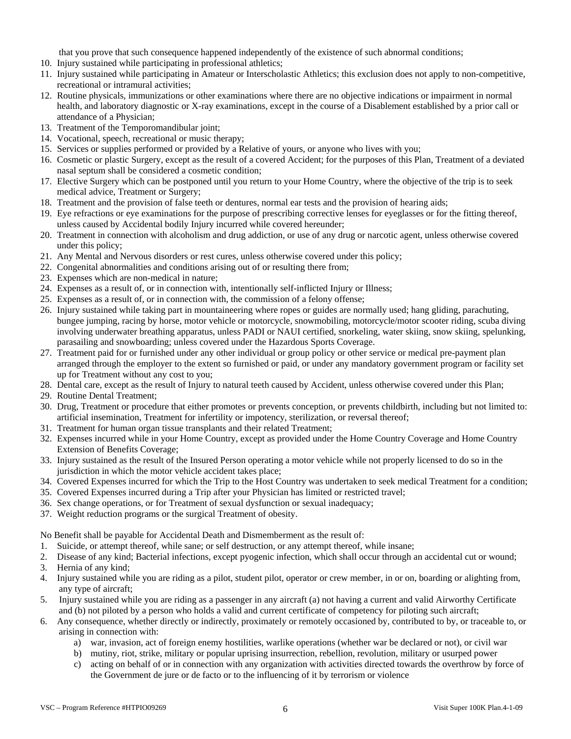that you prove that such consequence happened independently of the existence of such abnormal conditions;

10. Injury sustained while participating in professional athletics;
11. Injury sustained while participating in Amateur or Interscholastic Athletics; this exclusion does not apply to non-competitive, recreational or intramural activities;
12. Routine physicals, immunizations or other examinations where there are no objective indications or impairment in normal health, and laboratory diagnostic or X-ray examinations, except in the course of a Disablement established by a prior call or attendance of a Physician;
13. Treatment of the Temporomandibular joint;
14. Vocational, speech, recreational or music therapy;
15. Services or supplies performed or provided by a Relative of yours, or anyone who lives with you;
16. Cosmetic or plastic Surgery, except as the result of a covered Accident; for the purposes of this Plan, Treatment of a deviated nasal septum shall be considered a cosmetic condition;
17. Elective Surgery which can be postponed until you return to your Home Country, where the objective of the trip is to seek medical advice, Treatment or Surgery;
18. Treatment and the provision of false teeth or dentures, normal ear tests and the provision of hearing aids;
19. Eye refractions or eye examinations for the purpose of prescribing corrective lenses for eyeglasses or for the fitting thereof, unless caused by Accidental bodily Injury incurred while covered hereunder;
20. Treatment in connection with alcoholism and drug addiction, or use of any drug or narcotic agent, unless otherwise covered under this policy;
21. Any Mental and Nervous disorders or rest cures, unless otherwise covered under this policy;
22. Congenital abnormalities and conditions arising out of or resulting there from;
23. Expenses which are non-medical in nature;
24. Expenses as a result of, or in connection with, intentionally self-inflicted Injury or Illness;
25. Expenses as a result of, or in connection with, the commission of a felony offense;
26. Injury sustained while taking part in mountaineering where ropes or guides are normally used; hang gliding, parachuting, bungee jumping, racing by horse, motor vehicle or motorcycle, snowmobiling, motorcycle/motor scooter riding, scuba diving involving underwater breathing apparatus, unless PADI or NAUI certified, snorkeling, water skiing, snow skiing, spelunking, parasailing and snowboarding; unless covered under the Hazardous Sports Coverage.
27. Treatment paid for or furnished under any other individual or group policy or other service or medical pre-payment plan arranged through the employer to the extent so furnished or paid, or under any mandatory government program or facility set up for Treatment without any cost to you;
28. Dental care, except as the result of Injury to natural teeth caused by Accident, unless otherwise covered under this Plan;
29. Routine Dental Treatment;
30. Drug, Treatment or procedure that either promotes or prevents conception, or prevents childbirth, including but not limited to: artificial insemination, Treatment for infertility or impotency, sterilization, or reversal thereof;
31. Treatment for human organ tissue transplants and their related Treatment;
32. Expenses incurred while in your Home Country, except as provided under the Home Country Coverage and Home Country Extension of Benefits Coverage;
33. Injury sustained as the result of the Insured Person operating a motor vehicle while not properly licensed to do so in the jurisdiction in which the motor vehicle accident takes place;
34. Covered Expenses incurred for which the Trip to the Host Country was undertaken to seek medical Treatment for a condition;
35. Covered Expenses incurred during a Trip after your Physician has limited or restricted travel;
36. Sex change operations, or for Treatment of sexual dysfunction or sexual inadequacy;
37. Weight reduction programs or the surgical Treatment of obesity.

No Benefit shall be payable for Accidental Death and Dismemberment as the result of:

1. Suicide, or attempt thereof, while sane; or self destruction, or any attempt thereof, while insane;
2. Disease of any kind; Bacterial infections, except pyogenic infection, which shall occur through an accidental cut or wound;
3. Hernia of any kind;
4. Injury sustained while you are riding as a pilot, student pilot, operator or crew member, in or on, boarding or alighting from, any type of aircraft;
5. Injury sustained while you are riding as a passenger in any aircraft (a) not having a current and valid Airworthy Certificate and (b) not piloted by a person who holds a valid and current certificate of competency for piloting such aircraft;
6. Any consequence, whether directly or indirectly, proximately or remotely occasioned by, contributed to by, or traceable to, or arising in connection with:
    a) war, invasion, act of foreign enemy hostilities, warlike operations (whether war be declared or not), or civil war
    b) mutiny, riot, strike, military or popular uprising insurrection, rebellion, revolution, military or usurped power
    c) acting on behalf of or in connection with any organization with activities directed towards the overthrow by force of the Government de jure or de facto or to the influencing of it by terrorism or violence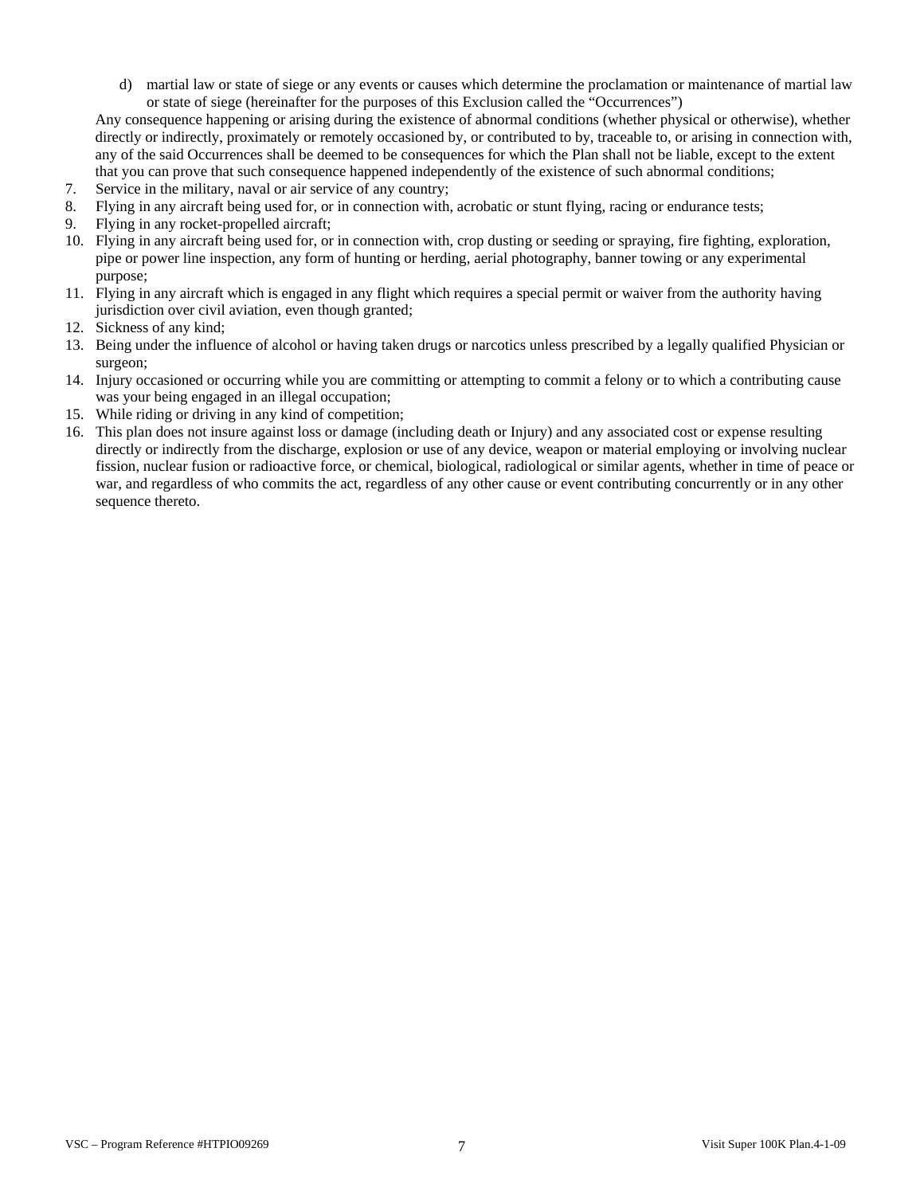d) martial law or state of siege or any events or causes which determine the proclamation or maintenance of martial law or state of siege (hereinafter for the purposes of this Exclusion called the "Occurrences")

Any consequence happening or arising during the existence of abnormal conditions (whether physical or otherwise), whether directly or indirectly, proximately or remotely occasioned by, or contributed to by, traceable to, or arising in connection with, any of the said Occurrences shall be deemed to be consequences for which the Plan shall not be liable, except to the extent that you can prove that such consequence happened independently of the existence of such abnormal conditions;

7. Service in the military, naval or air service of any country;
8. Flying in any aircraft being used for, or in connection with, acrobatic or stunt flying, racing or endurance tests;
9. Flying in any rocket-propelled aircraft;
10. Flying in any aircraft being used for, or in connection with, crop dusting or seeding or spraying, fire fighting, exploration, pipe or power line inspection, any form of hunting or herding, aerial photography, banner towing or any experimental purpose;
11. Flying in any aircraft which is engaged in any flight which requires a special permit or waiver from the authority having jurisdiction over civil aviation, even though granted;
12. Sickness of any kind;
13. Being under the influence of alcohol or having taken drugs or narcotics unless prescribed by a legally qualified Physician or surgeon;
14. Injury occasioned or occurring while you are committing or attempting to commit a felony or to which a contributing cause was your being engaged in an illegal occupation;
15. While riding or driving in any kind of competition;
16. This plan does not insure against loss or damage (including death or Injury) and any associated cost or expense resulting directly or indirectly from the discharge, explosion or use of any device, weapon or material employing or involving nuclear fission, nuclear fusion or radioactive force, or chemical, biological, radiological or similar agents, whether in time of peace or war, and regardless of who commits the act, regardless of any other cause or event contributing concurrently or in any other sequence thereto.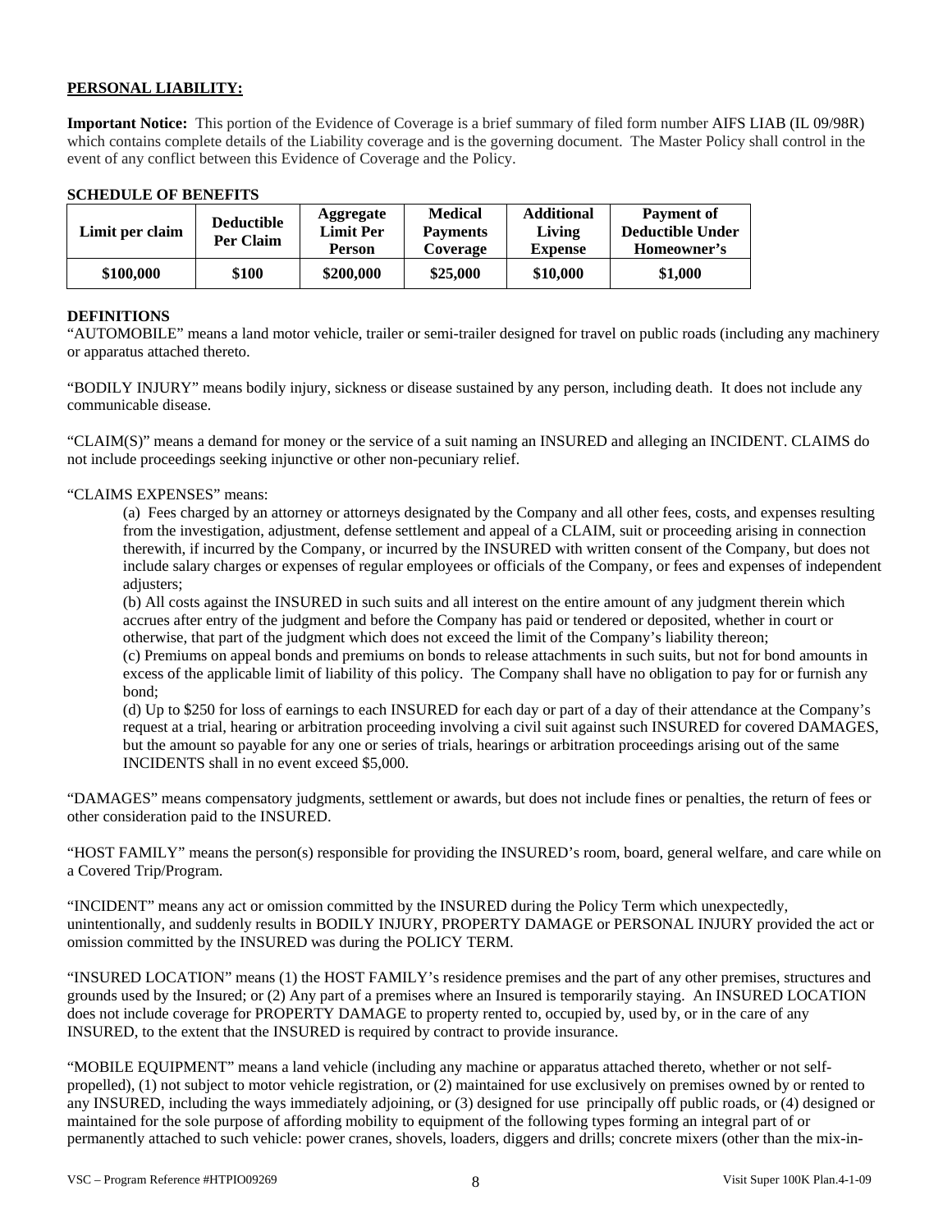**PERSONAL LIABILITY:**

**Important Notice:** This portion of the Evidence of Coverage is a brief summary of filed form number AIFS LIAB (IL 09/98R) which contains complete details of the Liability coverage and is the governing document. The Master Policy shall control in the event of any conflict between this Evidence of Coverage and the Policy.

**SCHEDULE OF BENEFITS**

| Limit per claim | Deductible Per Claim | Aggregate Limit Per Person | Medical Payments Coverage | Additional Living Expense | Payment of Deductible Under Homeowner's |
|---|---|---|---|---|---|
| **$100,000** | **$100** | **$200,000** | **$25,000** | **$10,000** | **$1,000** |

**DEFINITIONS**

"AUTOMOBILE" means a land motor vehicle, trailer or semi-trailer designed for travel on public roads (including any machinery or apparatus attached thereto.

"BODILY INJURY" means bodily injury, sickness or disease sustained by any person, including death. It does not include any communicable disease.

"CLAIM(S)" means a demand for money or the service of a suit naming an INSURED and alleging an INCIDENT. CLAIMS do not include proceedings seeking injunctive or other non-pecuniary relief.

"CLAIMS EXPENSES" means:

(a) Fees charged by an attorney or attorneys designated by the Company and all other fees, costs, and expenses resulting from the investigation, adjustment, defense settlement and appeal of a CLAIM, suit or proceeding arising in connection therewith, if incurred by the Company, or incurred by the INSURED with written consent of the Company, but does not include salary charges or expenses of regular employees or officials of the Company, or fees and expenses of independent adjusters;

(b) All costs against the INSURED in such suits and all interest on the entire amount of any judgment therein which accrues after entry of the judgment and before the Company has paid or tendered or deposited, whether in court or otherwise, that part of the judgment which does not exceed the limit of the Company's liability thereon;

(c) Premiums on appeal bonds and premiums on bonds to release attachments in such suits, but not for bond amounts in excess of the applicable limit of liability of this policy. The Company shall have no obligation to pay for or furnish any bond;

(d) Up to $250 for loss of earnings to each INSURED for each day or part of a day of their attendance at the Company's request at a trial, hearing or arbitration proceeding involving a civil suit against such INSURED for covered DAMAGES, but the amount so payable for any one or series of trials, hearings or arbitration proceedings arising out of the same INCIDENTS shall in no event exceed $5,000.

"DAMAGES" means compensatory judgments, settlement or awards, but does not include fines or penalties, the return of fees or other consideration paid to the INSURED.

"HOST FAMILY" means the person(s) responsible for providing the INSURED's room, board, general welfare, and care while on a Covered Trip/Program.

"INCIDENT" means any act or omission committed by the INSURED during the Policy Term which unexpectedly, unintentionally, and suddenly results in BODILY INJURY, PROPERTY DAMAGE or PERSONAL INJURY provided the act or omission committed by the INSURED was during the POLICY TERM.

"INSURED LOCATION" means (1) the HOST FAMILY's residence premises and the part of any other premises, structures and grounds used by the Insured; or (2) Any part of a premises where an Insured is temporarily staying. An INSURED LOCATION does not include coverage for PROPERTY DAMAGE to property rented to, occupied by, used by, or in the care of any INSURED, to the extent that the INSURED is required by contract to provide insurance.

"MOBILE EQUIPMENT" means a land vehicle (including any machine or apparatus attached thereto, whether or not self-propelled), (1) not subject to motor vehicle registration, or (2) maintained for use exclusively on premises owned by or rented to any INSURED, including the ways immediately adjoining, or (3) designed for use principally off public roads, or (4) designed or maintained for the sole purpose of affording mobility to equipment of the following types forming an integral part of or permanently attached to such vehicle: power cranes, shovels, loaders, diggers and drills; concrete mixers (other than the mix-in-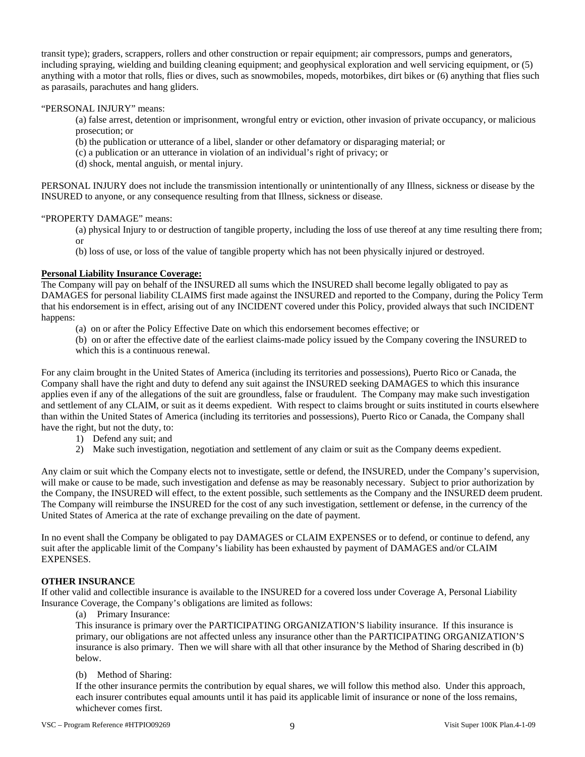transit type); graders, scrappers, rollers and other construction or repair equipment; air compressors, pumps and generators, including spraying, wielding and building cleaning equipment; and geophysical exploration and well servicing equipment, or (5) anything with a motor that rolls, flies or dives, such as snowmobiles, mopeds, motorbikes, dirt bikes or (6) anything that flies such as parasails, parachutes and hang gliders.

"PERSONAL INJURY" means:

(a) false arrest, detention or imprisonment, wrongful entry or eviction, other invasion of private occupancy, or malicious prosecution; or

(b) the publication or utterance of a libel, slander or other defamatory or disparaging material; or

(c) a publication or an utterance in violation of an individual's right of privacy; or

(d) shock, mental anguish, or mental injury.

PERSONAL INJURY does not include the transmission intentionally or unintentionally of any Illness, sickness or disease by the INSURED to anyone, or any consequence resulting from that Illness, sickness or disease.

"PROPERTY DAMAGE" means:

(a) physical Injury to or destruction of tangible property, including the loss of use thereof at any time resulting there from; or

(b) loss of use, or loss of the value of tangible property which has not been physically injured or destroyed.

**Personal Liability Insurance Coverage:**

The Company will pay on behalf of the INSURED all sums which the INSURED shall become legally obligated to pay as DAMAGES for personal liability CLAIMS first made against the INSURED and reported to the Company, during the Policy Term that his endorsement is in effect, arising out of any INCIDENT covered under this Policy, provided always that such INCIDENT happens:

(a) on or after the Policy Effective Date on which this endorsement becomes effective; or

(b) on or after the effective date of the earliest claims-made policy issued by the Company covering the INSURED to which this is a continuous renewal.

For any claim brought in the United States of America (including its territories and possessions), Puerto Rico or Canada, the Company shall have the right and duty to defend any suit against the INSURED seeking DAMAGES to which this insurance applies even if any of the allegations of the suit are groundless, false or fraudulent. The Company may make such investigation and settlement of any CLAIM, or suit as it deems expedient. With respect to claims brought or suits instituted in courts elsewhere than within the United States of America (including its territories and possessions), Puerto Rico or Canada, the Company shall have the right, but not the duty, to:

1) Defend any suit; and
2) Make such investigation, negotiation and settlement of any claim or suit as the Company deems expedient.

Any claim or suit which the Company elects not to investigate, settle or defend, the INSURED, under the Company's supervision, will make or cause to be made, such investigation and defense as may be reasonably necessary. Subject to prior authorization by the Company, the INSURED will effect, to the extent possible, such settlements as the Company and the INSURED deem prudent. The Company will reimburse the INSURED for the cost of any such investigation, settlement or defense, in the currency of the United States of America at the rate of exchange prevailing on the date of payment.

In no event shall the Company be obligated to pay DAMAGES or CLAIM EXPENSES or to defend, or continue to defend, any suit after the applicable limit of the Company's liability has been exhausted by payment of DAMAGES and/or CLAIM EXPENSES.

**OTHER INSURANCE**

If other valid and collectible insurance is available to the INSURED for a covered loss under Coverage A, Personal Liability Insurance Coverage, the Company's obligations are limited as follows:

(a) Primary Insurance:

This insurance is primary over the PARTICIPATING ORGANIZATION'S liability insurance. If this insurance is primary, our obligations are not affected unless any insurance other than the PARTICIPATING ORGANIZATION'S insurance is also primary. Then we will share with all that other insurance by the Method of Sharing described in (b) below.

(b) Method of Sharing:

If the other insurance permits the contribution by equal shares, we will follow this method also. Under this approach, each insurer contributes equal amounts until it has paid its applicable limit of insurance or none of the loss remains, whichever comes first.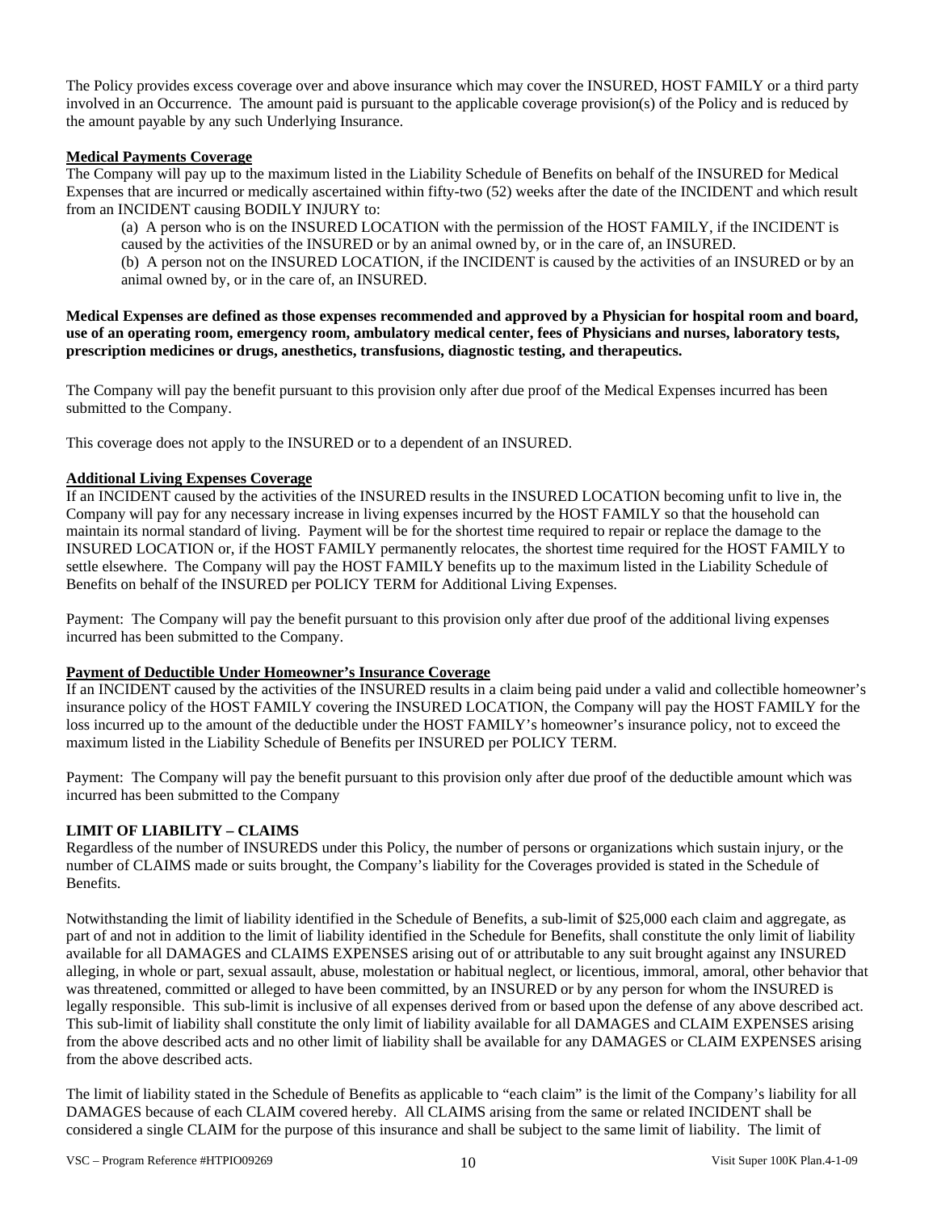The Policy provides excess coverage over and above insurance which may cover the INSURED, HOST FAMILY or a third party involved in an Occurrence. The amount paid is pursuant to the applicable coverage provision(s) of the Policy and is reduced by the amount payable by any such Underlying Insurance.

**Medical Payments Coverage**

The Company will pay up to the maximum listed in the Liability Schedule of Benefits on behalf of the INSURED for Medical Expenses that are incurred or medically ascertained within fifty-two (52) weeks after the date of the INCIDENT and which result from an INCIDENT causing BODILY INJURY to:

(a) A person who is on the INSURED LOCATION with the permission of the HOST FAMILY, if the INCIDENT is caused by the activities of the INSURED or by an animal owned by, or in the care of, an INSURED.

(b) A person not on the INSURED LOCATION, if the INCIDENT is caused by the activities of an INSURED or by an animal owned by, or in the care of, an INSURED.

**Medical Expenses are defined as those expenses recommended and approved by a Physician for hospital room and board, use of an operating room, emergency room, ambulatory medical center, fees of Physicians and nurses, laboratory tests, prescription medicines or drugs, anesthetics, transfusions, diagnostic testing, and therapeutics.**

The Company will pay the benefit pursuant to this provision only after due proof of the Medical Expenses incurred has been submitted to the Company.

This coverage does not apply to the INSURED or to a dependent of an INSURED.

**Additional Living Expenses Coverage**

If an INCIDENT caused by the activities of the INSURED results in the INSURED LOCATION becoming unfit to live in, the Company will pay for any necessary increase in living expenses incurred by the HOST FAMILY so that the household can maintain its normal standard of living. Payment will be for the shortest time required to repair or replace the damage to the INSURED LOCATION or, if the HOST FAMILY permanently relocates, the shortest time required for the HOST FAMILY to settle elsewhere. The Company will pay the HOST FAMILY benefits up to the maximum listed in the Liability Schedule of Benefits on behalf of the INSURED per POLICY TERM for Additional Living Expenses.

Payment: The Company will pay the benefit pursuant to this provision only after due proof of the additional living expenses incurred has been submitted to the Company.

**Payment of Deductible Under Homeowner's Insurance Coverage**

If an INCIDENT caused by the activities of the INSURED results in a claim being paid under a valid and collectible homeowner's insurance policy of the HOST FAMILY covering the INSURED LOCATION, the Company will pay the HOST FAMILY for the loss incurred up to the amount of the deductible under the HOST FAMILY's homeowner's insurance policy, not to exceed the maximum listed in the Liability Schedule of Benefits per INSURED per POLICY TERM.

Payment: The Company will pay the benefit pursuant to this provision only after due proof of the deductible amount which was incurred has been submitted to the Company

**LIMIT OF LIABILITY – CLAIMS**

Regardless of the number of INSUREDS under this Policy, the number of persons or organizations which sustain injury, or the number of CLAIMS made or suits brought, the Company's liability for the Coverages provided is stated in the Schedule of Benefits.

Notwithstanding the limit of liability identified in the Schedule of Benefits, a sub-limit of $25,000 each claim and aggregate, as part of and not in addition to the limit of liability identified in the Schedule for Benefits, shall constitute the only limit of liability available for all DAMAGES and CLAIMS EXPENSES arising out of or attributable to any suit brought against any INSURED alleging, in whole or part, sexual assault, abuse, molestation or habitual neglect, or licentious, immoral, amoral, other behavior that was threatened, committed or alleged to have been committed, by an INSURED or by any person for whom the INSURED is legally responsible. This sub-limit is inclusive of all expenses derived from or based upon the defense of any above described act. This sub-limit of liability shall constitute the only limit of liability available for all DAMAGES and CLAIM EXPENSES arising from the above described acts and no other limit of liability shall be available for any DAMAGES or CLAIM EXPENSES arising from the above described acts.

The limit of liability stated in the Schedule of Benefits as applicable to "each claim" is the limit of the Company's liability for all DAMAGES because of each CLAIM covered hereby. All CLAIMS arising from the same or related INCIDENT shall be considered a single CLAIM for the purpose of this insurance and shall be subject to the same limit of liability. The limit of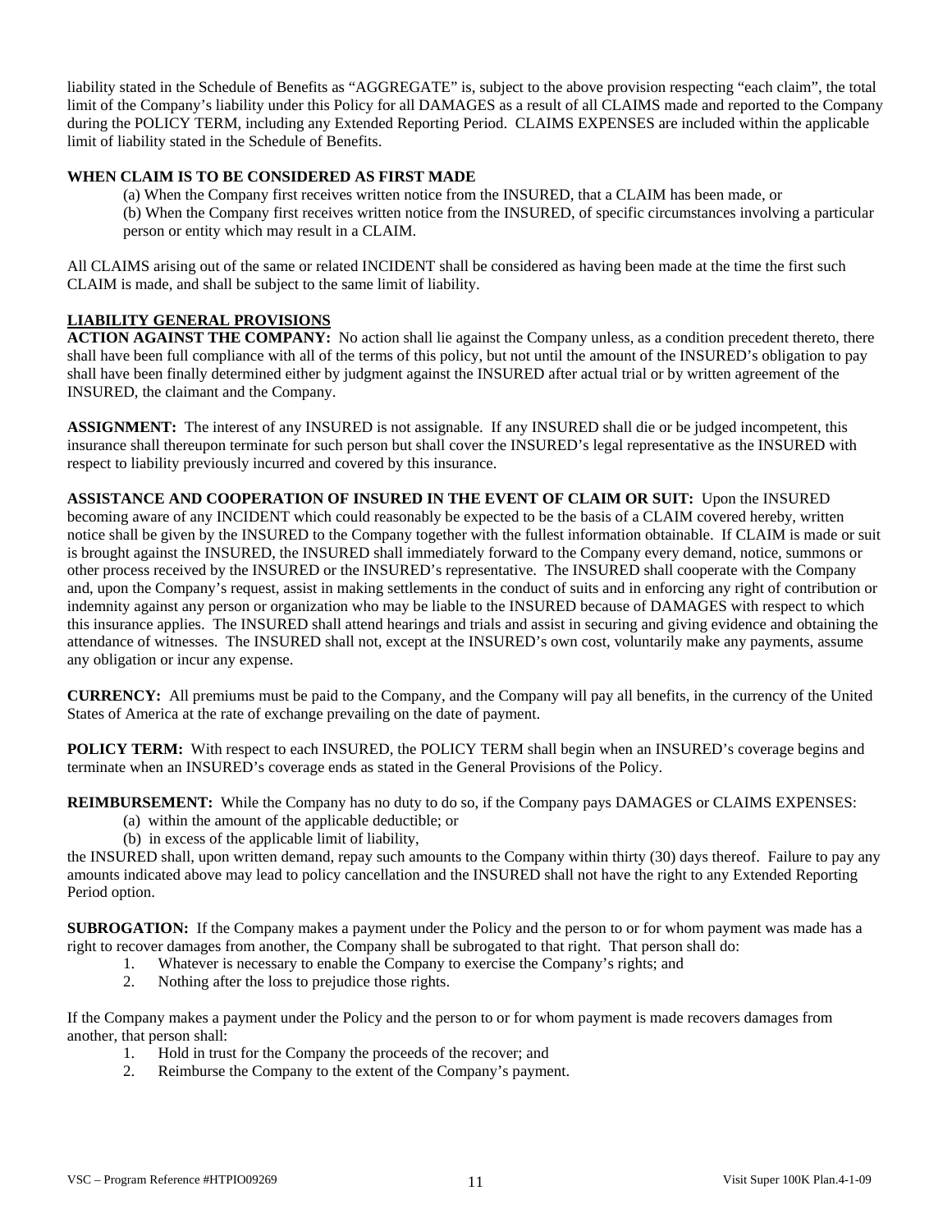liability stated in the Schedule of Benefits as "AGGREGATE" is, subject to the above provision respecting "each claim", the total limit of the Company's liability under this Policy for all DAMAGES as a result of all CLAIMS made and reported to the Company during the POLICY TERM, including any Extended Reporting Period. CLAIMS EXPENSES are included within the applicable limit of liability stated in the Schedule of Benefits.

**WHEN CLAIM IS TO BE CONSIDERED AS FIRST MADE**

(a) When the Company first receives written notice from the INSURED, that a CLAIM has been made, or
(b) When the Company first receives written notice from the INSURED, of specific circumstances involving a particular person or entity which may result in a CLAIM.

All CLAIMS arising out of the same or related INCIDENT shall be considered as having been made at the time the first such CLAIM is made, and shall be subject to the same limit of liability.

**LIABILITY GENERAL PROVISIONS**

**ACTION AGAINST THE COMPANY:** No action shall lie against the Company unless, as a condition precedent thereto, there shall have been full compliance with all of the terms of this policy, but not until the amount of the INSURED's obligation to pay shall have been finally determined either by judgment against the INSURED after actual trial or by written agreement of the INSURED, the claimant and the Company.

**ASSIGNMENT:** The interest of any INSURED is not assignable. If any INSURED shall die or be judged incompetent, this insurance shall thereupon terminate for such person but shall cover the INSURED's legal representative as the INSURED with respect to liability previously incurred and covered by this insurance.

**ASSISTANCE AND COOPERATION OF INSURED IN THE EVENT OF CLAIM OR SUIT:** Upon the INSURED becoming aware of any INCIDENT which could reasonably be expected to be the basis of a CLAIM covered hereby, written notice shall be given by the INSURED to the Company together with the fullest information obtainable. If CLAIM is made or suit is brought against the INSURED, the INSURED shall immediately forward to the Company every demand, notice, summons or other process received by the INSURED or the INSURED's representative. The INSURED shall cooperate with the Company and, upon the Company's request, assist in making settlements in the conduct of suits and in enforcing any right of contribution or indemnity against any person or organization who may be liable to the INSURED because of DAMAGES with respect to which this insurance applies. The INSURED shall attend hearings and trials and assist in securing and giving evidence and obtaining the attendance of witnesses. The INSURED shall not, except at the INSURED's own cost, voluntarily make any payments, assume any obligation or incur any expense.

**CURRENCY:** All premiums must be paid to the Company, and the Company will pay all benefits, in the currency of the United States of America at the rate of exchange prevailing on the date of payment.

**POLICY TERM:** With respect to each INSURED, the POLICY TERM shall begin when an INSURED's coverage begins and terminate when an INSURED's coverage ends as stated in the General Provisions of the Policy.

**REIMBURSEMENT:** While the Company has no duty to do so, if the Company pays DAMAGES or CLAIMS EXPENSES:

(a) within the amount of the applicable deductible; or
(b) in excess of the applicable limit of liability,

the INSURED shall, upon written demand, repay such amounts to the Company within thirty (30) days thereof. Failure to pay any amounts indicated above may lead to policy cancellation and the INSURED shall not have the right to any Extended Reporting Period option.

**SUBROGATION:** If the Company makes a payment under the Policy and the person to or for whom payment was made has a right to recover damages from another, the Company shall be subrogated to that right. That person shall do:

1. Whatever is necessary to enable the Company to exercise the Company's rights; and
2. Nothing after the loss to prejudice those rights.

If the Company makes a payment under the Policy and the person to or for whom payment is made recovers damages from another, that person shall:

1. Hold in trust for the Company the proceeds of the recover; and
2. Reimburse the Company to the extent of the Company's payment.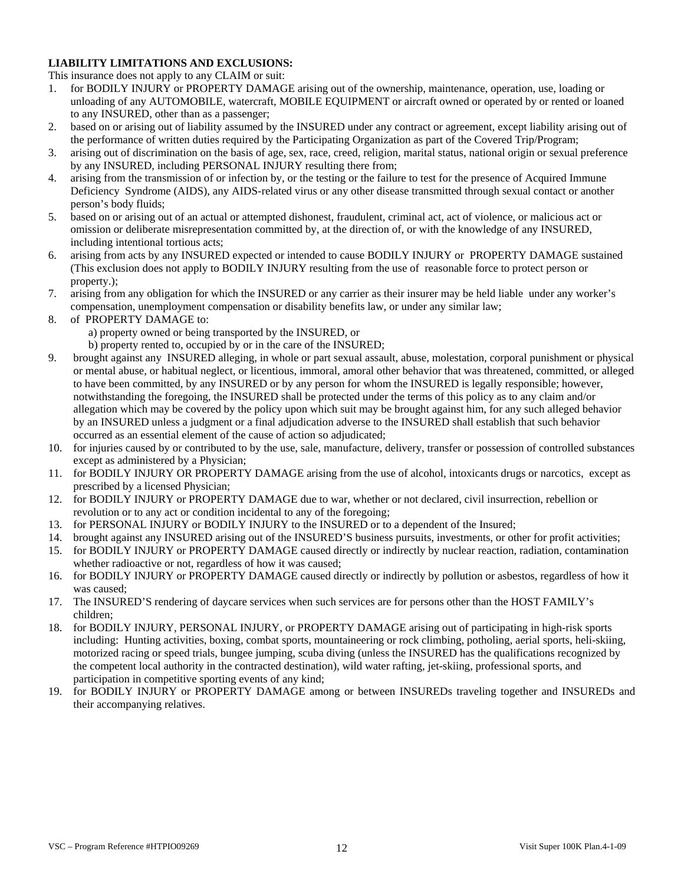**LIABILITY LIMITATIONS AND EXCLUSIONS:**

This insurance does not apply to any CLAIM or suit:

1. for BODILY INJURY or PROPERTY DAMAGE arising out of the ownership, maintenance, operation, use, loading or unloading of any AUTOMOBILE, watercraft, MOBILE EQUIPMENT or aircraft owned or operated by or rented or loaned to any INSURED, other than as a passenger;
2. based on or arising out of liability assumed by the INSURED under any contract or agreement, except liability arising out of the performance of written duties required by the Participating Organization as part of the Covered Trip/Program;
3. arising out of discrimination on the basis of age, sex, race, creed, religion, marital status, national origin or sexual preference by any INSURED, including PERSONAL INJURY resulting there from;
4. arising from the transmission of or infection by, or the testing or the failure to test for the presence of Acquired Immune Deficiency Syndrome (AIDS), any AIDS-related virus or any other disease transmitted through sexual contact or another person's body fluids;
5. based on or arising out of an actual or attempted dishonest, fraudulent, criminal act, act of violence, or malicious act or omission or deliberate misrepresentation committed by, at the direction of, or with the knowledge of any INSURED, including intentional tortious acts;
6. arising from acts by any INSURED expected or intended to cause BODILY INJURY or PROPERTY DAMAGE sustained (This exclusion does not apply to BODILY INJURY resulting from the use of reasonable force to protect person or property.);
7. arising from any obligation for which the INSURED or any carrier as their insurer may be held liable under any worker's compensation, unemployment compensation or disability benefits law, or under any similar law;
8. of PROPERTY DAMAGE to:
   a) property owned or being transported by the INSURED, or
   b) property rented to, occupied by or in the care of the INSURED;
9. brought against any INSURED alleging, in whole or part sexual assault, abuse, molestation, corporal punishment or physical or mental abuse, or habitual neglect, or licentious, immoral, amoral other behavior that was threatened, committed, or alleged to have been committed, by any INSURED or by any person for whom the INSURED is legally responsible; however, notwithstanding the foregoing, the INSURED shall be protected under the terms of this policy as to any claim and/or allegation which may be covered by the policy upon which suit may be brought against him, for any such alleged behavior by an INSURED unless a judgment or a final adjudication adverse to the INSURED shall establish that such behavior occurred as an essential element of the cause of action so adjudicated;
10. for injuries caused by or contributed to by the use, sale, manufacture, delivery, transfer or possession of controlled substances except as administered by a Physician;
11. for BODILY INJURY OR PROPERTY DAMAGE arising from the use of alcohol, intoxicants drugs or narcotics, except as prescribed by a licensed Physician;
12. for BODILY INJURY or PROPERTY DAMAGE due to war, whether or not declared, civil insurrection, rebellion or revolution or to any act or condition incidental to any of the foregoing;
13. for PERSONAL INJURY or BODILY INJURY to the INSURED or to a dependent of the Insured;
14. brought against any INSURED arising out of the INSURED'S business pursuits, investments, or other for profit activities;
15. for BODILY INJURY or PROPERTY DAMAGE caused directly or indirectly by nuclear reaction, radiation, contamination whether radioactive or not, regardless of how it was caused;
16. for BODILY INJURY or PROPERTY DAMAGE caused directly or indirectly by pollution or asbestos, regardless of how it was caused;
17. The INSURED'S rendering of daycare services when such services are for persons other than the HOST FAMILY's children;
18. for BODILY INJURY, PERSONAL INJURY, or PROPERTY DAMAGE arising out of participating in high-risk sports including: Hunting activities, boxing, combat sports, mountaineering or rock climbing, potholing, aerial sports, heli-skiing, motorized racing or speed trials, bungee jumping, scuba diving (unless the INSURED has the qualifications recognized by the competent local authority in the contracted destination), wild water rafting, jet-skiing, professional sports, and participation in competitive sporting events of any kind;
19. for BODILY INJURY or PROPERTY DAMAGE among or between INSUREDs traveling together and INSUREDs and their accompanying relatives.